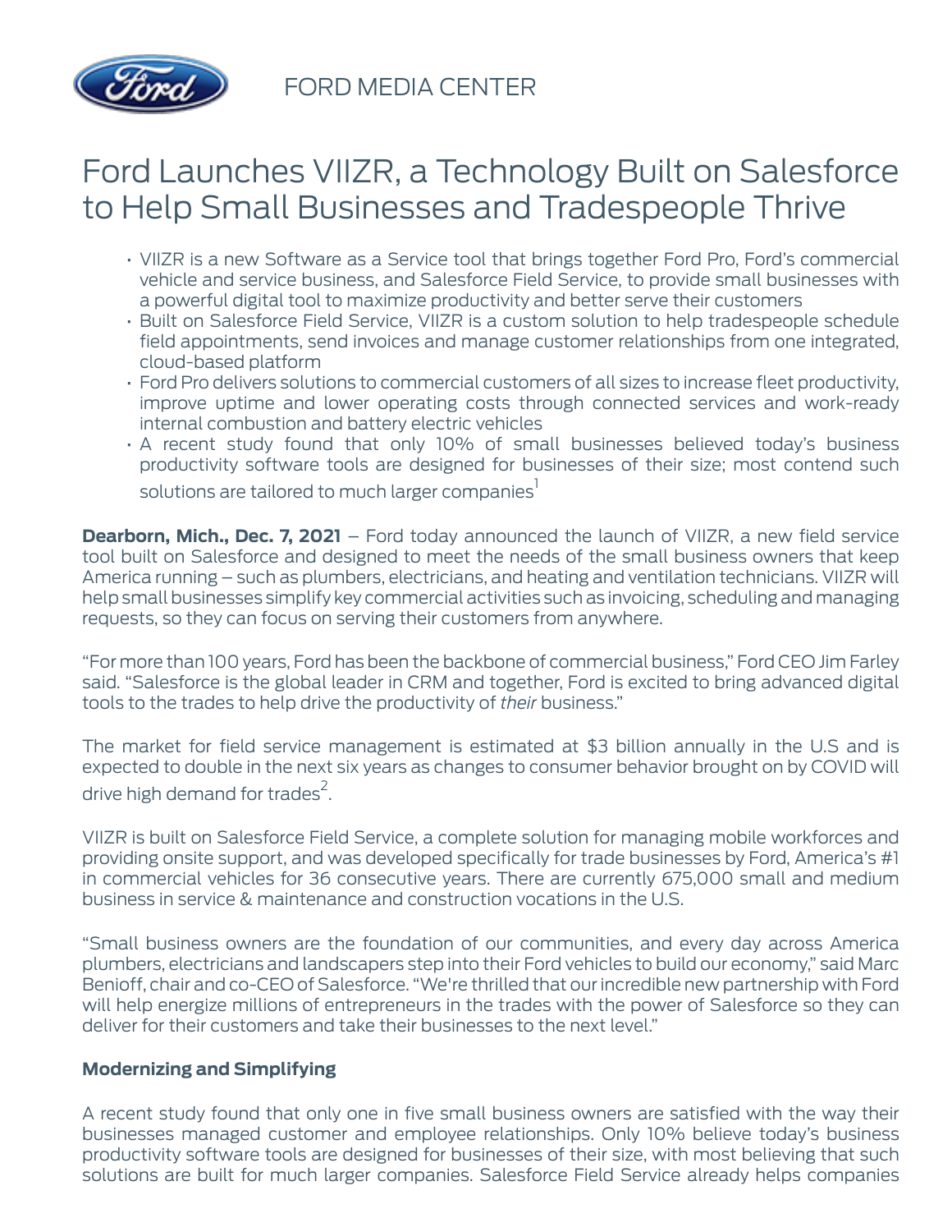FORD MEDIA CENTER

# Ford Launches VIIZR, a Technology Built on Salesforce to Help Small Businesses and Tradespeople Thrive

- VIIZR is a new Software as a Service tool that brings together Ford Pro, Ford's commercial vehicle and service business, and Salesforce Field Service, to provide small businesses with a powerful digital tool to maximize productivity and better serve their customers
- Built on Salesforce Field Service, VIIZR is a custom solution to help tradespeople schedule field appointments, send invoices and manage customer relationships from one integrated, cloud-based platform
- Ford Pro delivers solutions to commercial customers of all sizes to increase fleet productivity, improve uptime and lower operating costs through connected services and work-ready internal combustion and battery electric vehicles
- A recent study found that only 10% of small businesses believed today's business productivity software tools are designed for businesses of their size; most contend such solutions are tailored to much larger companies[1]

**Dearborn, Mich., Dec. 7, 2021** – Ford today announced the launch of VIIZR, a new field service tool built on Salesforce and designed to meet the needs of the small business owners that keep America running – such as plumbers, electricians, and heating and ventilation technicians. VIIZR will help small businesses simplify key commercial activities such as invoicing, scheduling and managing requests, so they can focus on serving their customers from anywhere.

"For more than 100 years, Ford has been the backbone of commercial business," Ford CEO Jim Farley said. "Salesforce is the global leader in CRM and together, Ford is excited to bring advanced digital tools to the trades to help drive the productivity of *their* business."

The market for field service management is estimated at $3 billion annually in the U.S and is expected to double in the next six years as changes to consumer behavior brought on by COVID will drive high demand for trades[2].

VIIZR is built on Salesforce Field Service, a complete solution for managing mobile workforces and providing onsite support, and was developed specifically for trade businesses by Ford, America's #1 in commercial vehicles for 36 consecutive years. There are currently 675,000 small and medium business in service & maintenance and construction vocations in the U.S.

"Small business owners are the foundation of our communities, and every day across America plumbers, electricians and landscapers step into their Ford vehicles to build our economy," said Marc Benioff, chair and co-CEO of Salesforce. "We're thrilled that our incredible new partnership with Ford will help energize millions of entrepreneurs in the trades with the power of Salesforce so they can deliver for their customers and take their businesses to the next level."

## Modernizing and Simplifying

A recent study found that only one in five small business owners are satisfied with the way their businesses managed customer and employee relationships. Only 10% believe today's business productivity software tools are designed for businesses of their size, with most believing that such solutions are built for much larger companies. Salesforce Field Service already helps companies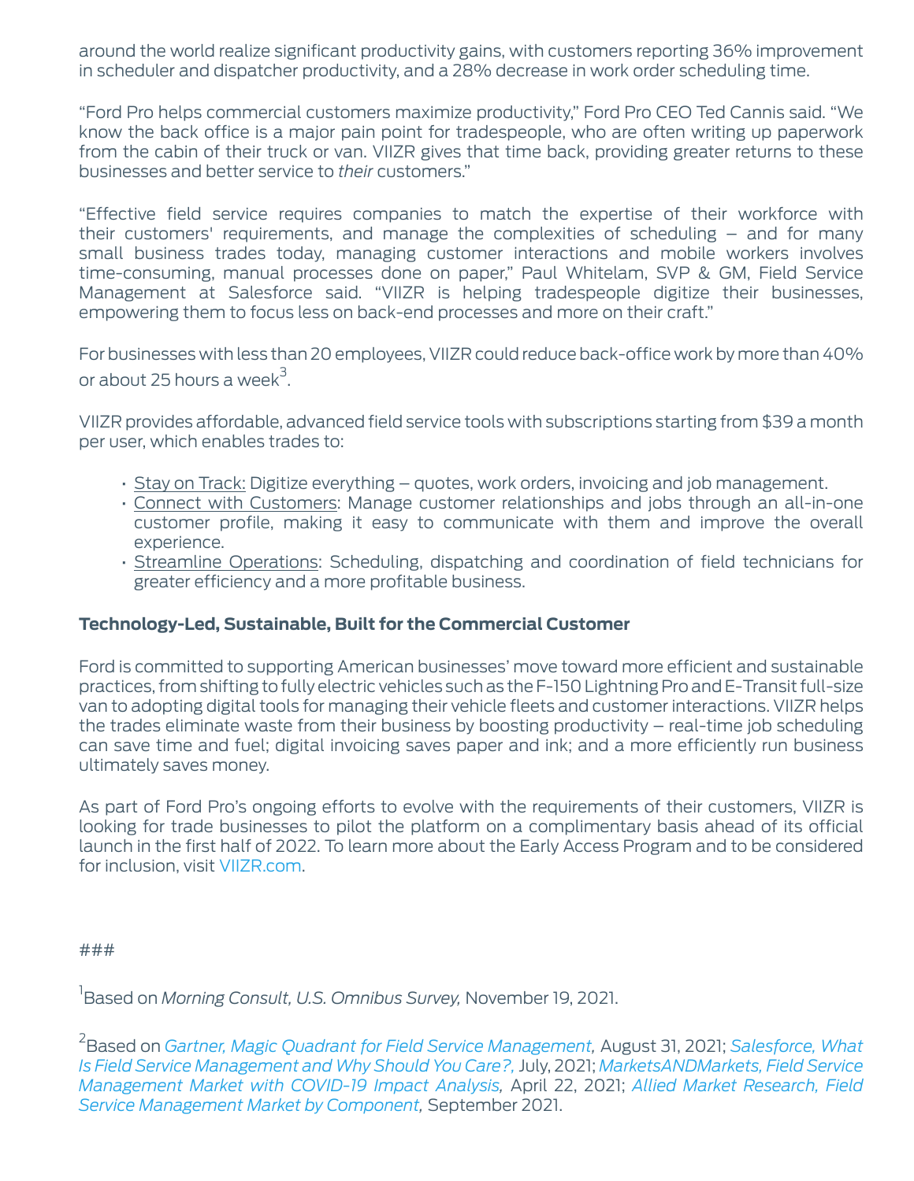around the world realize significant productivity gains, with customers reporting 36% improvement in scheduler and dispatcher productivity, and a 28% decrease in work order scheduling time.

"Ford Pro helps commercial customers maximize productivity," Ford Pro CEO Ted Cannis said. "We know the back office is a major pain point for tradespeople, who are often writing up paperwork from the cabin of their truck or van. VIIZR gives that time back, providing greater returns to these businesses and better service to *their* customers."

"Effective field service requires companies to match the expertise of their workforce with their customers' requirements, and manage the complexities of scheduling – and for many small business trades today, managing customer interactions and mobile workers involves time-consuming, manual processes done on paper," Paul Whitelam, SVP & GM, Field Service Management at Salesforce said. "VIIZR is helping tradespeople digitize their businesses, empowering them to focus less on back-end processes and more on their craft."

For businesses with less than 20 employees, VIIZR could reduce back-office work by more than 40% or about 25 hours a week[3].

VIIZR provides affordable, advanced field service tools with subscriptions starting from $39 a month per user, which enables trades to:

- Stay on Track: Digitize everything – quotes, work orders, invoicing and job management.
- Connect with Customers: Manage customer relationships and jobs through an all-in-one customer profile, making it easy to communicate with them and improve the overall experience.
- Streamline Operations: Scheduling, dispatching and coordination of field technicians for greater efficiency and a more profitable business.

**Technology-Led, Sustainable, Built for the Commercial Customer**

Ford is committed to supporting American businesses' move toward more efficient and sustainable practices, from shifting to fully electric vehicles such as the F-150 Lightning Pro and E-Transit full-size van to adopting digital tools for managing their vehicle fleets and customer interactions. VIIZR helps the trades eliminate waste from their business by boosting productivity – real-time job scheduling can save time and fuel; digital invoicing saves paper and ink; and a more efficiently run business ultimately saves money.

As part of Ford Pro's ongoing efforts to evolve with the requirements of their customers, VIIZR is looking for trade businesses to pilot the platform on a complimentary basis ahead of its official launch in the first half of 2022. To learn more about the Early Access Program and to be considered for inclusion, visit VIIZR.com.

###

[1]Based on *Morning Consult, U.S. Omnibus Survey,* November 19, 2021.

[2]Based on *Gartner, Magic Quadrant for Field Service Management,* August 31, 2021; *Salesforce, What Is Field Service Management and Why Should You Care?,* July, 2021; *MarketsANDMarkets, Field Service Management Market with COVID-19 Impact Analysis,* April 22, 2021; *Allied Market Research, Field Service Management Market by Component,* September 2021.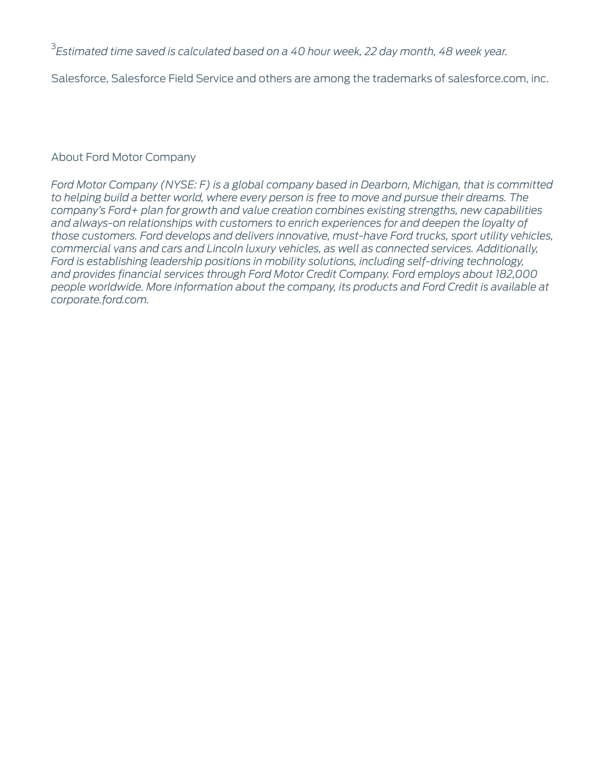[3] *Estimated time saved is calculated based on a 40 hour week, 22 day month, 48 week year.*

Salesforce, Salesforce Field Service and others are among the trademarks of salesforce.com, inc.

## About Ford Motor Company

*Ford Motor Company (NYSE: F) is a global company based in Dearborn, Michigan, that is committed to helping build a better world, where every person is free to move and pursue their dreams. The company's Ford+ plan for growth and value creation combines existing strengths, new capabilities and always-on relationships with customers to enrich experiences for and deepen the loyalty of those customers. Ford develops and delivers innovative, must-have Ford trucks, sport utility vehicles, commercial vans and cars and Lincoln luxury vehicles, as well as connected services. Additionally, Ford is establishing leadership positions in mobility solutions, including self-driving technology, and provides financial services through Ford Motor Credit Company. Ford employs about 182,000 people worldwide. More information about the company, its products and Ford Credit is available at corporate.ford.com.*